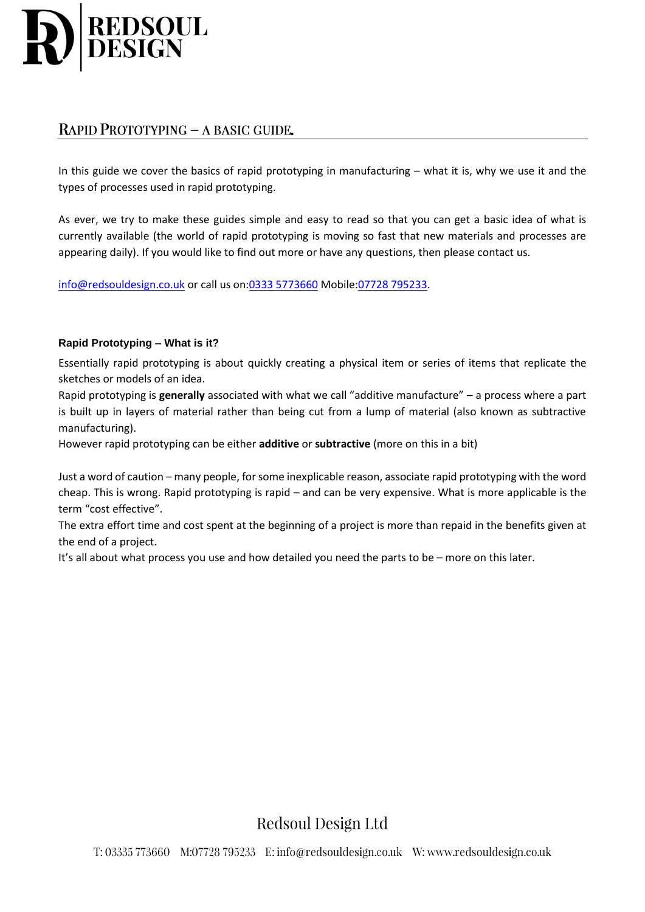# Rapid Prototyping – a basic guide.

In this guide we cover the basics of rapid prototyping in manufacturing – what it is, why we use it and the types of processes used in rapid prototyping.

As ever, we try to make these guides simple and easy to read so that you can get a basic idea of what is currently available (the world of rapid prototyping is moving so fast that new materials and processes are appearing daily). If you would like to find out more or have any questions, then please contact us.

info@redsouldesign.co.uk or call us on:0333 5773660 Mobile:07728 795233.

### Rapid Prototyping – What is it?

Essentially rapid prototyping is about quickly creating a physical item or series of items that replicate the sketches or models of an idea.

Rapid prototyping is **generally** associated with what we call "additive manufacture" – a process where a part is built up in layers of material rather than being cut from a lump of material (also known as subtractive manufacturing).

However rapid prototyping can be either **additive** or **subtractive** (more on this in a bit)

Just a word of caution – many people, for some inexplicable reason, associate rapid prototyping with the word cheap. This is wrong. Rapid prototyping is rapid – and can be very expensive. What is more applicable is the term "cost effective".

The extra effort time and cost spent at the beginning of a project is more than repaid in the benefits given at the end of a project.

It's all about what process you use and how detailed you need the parts to be – more on this later.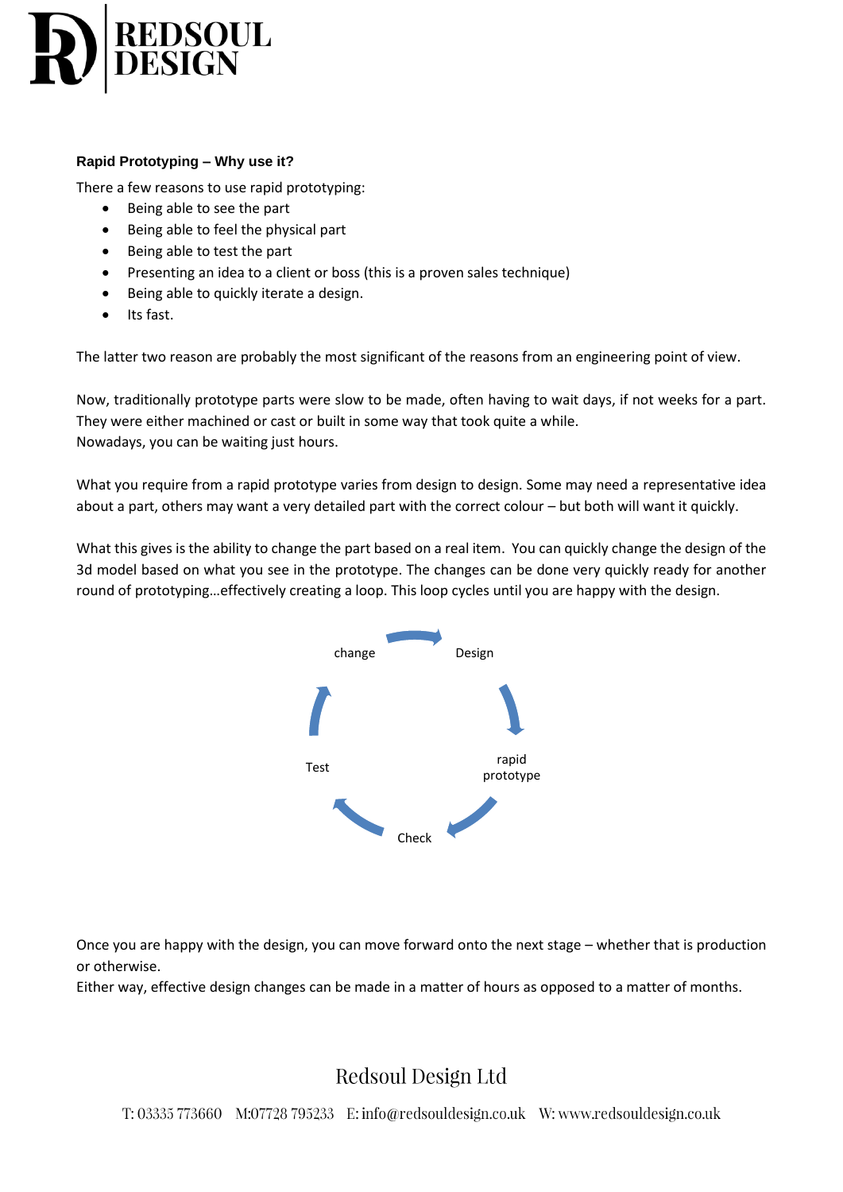**Rapid Prototyping – Why use it?**

There a few reasons to use rapid prototyping:

- Being able to see the part
- Being able to feel the physical part
- Being able to test the part
- Presenting an idea to a client or boss (this is a proven sales technique)
- Being able to quickly iterate a design.
- Its fast.

The latter two reason are probably the most significant of the reasons from an engineering point of view.

Now, traditionally prototype parts were slow to be made, often having to wait days, if not weeks for a part. They were either machined or cast or built in some way that took quite a while.
Nowadays, you can be waiting just hours.

What you require from a rapid prototype varies from design to design. Some may need a representative idea about a part, others may want a very detailed part with the correct colour – but both will want it quickly.

What this gives is the ability to change the part based on a real item. You can quickly change the design of the 3d model based on what you see in the prototype. The changes can be done very quickly ready for another round of prototyping…effectively creating a loop. This loop cycles until you are happy with the design.

Design → rapid prototype → Check → Test → change → Design

Once you are happy with the design, you can move forward onto the next stage – whether that is production or otherwise.
Either way, effective design changes can be made in a matter of hours as opposed to a matter of months.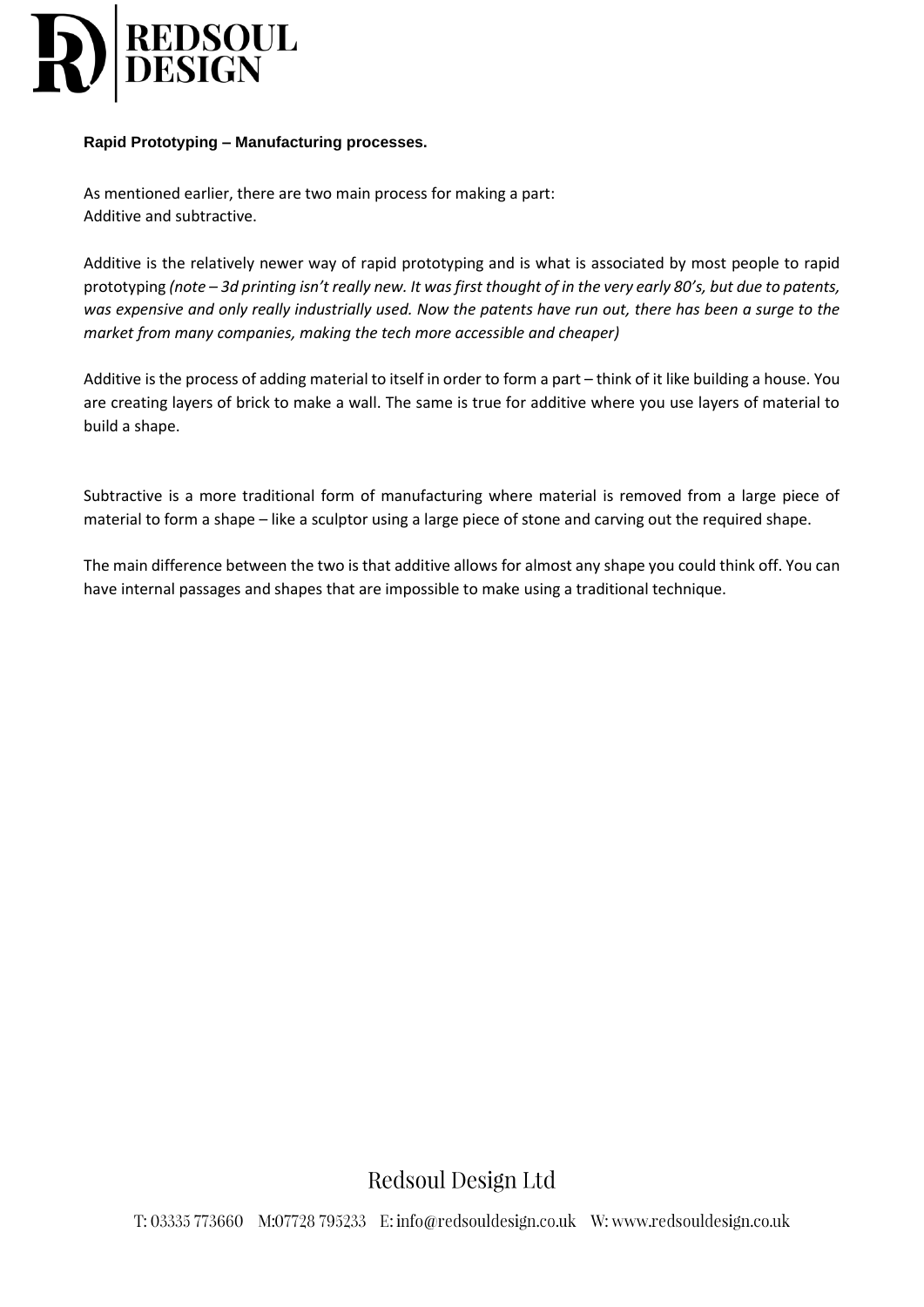**Rapid Prototyping – Manufacturing processes.**

As mentioned earlier, there are two main process for making a part:
Additive and subtractive.

Additive is the relatively newer way of rapid prototyping and is what is associated by most people to rapid prototyping *(note – 3d printing isn't really new. It was first thought of in the very early 80's, but due to patents, was expensive and only really industrially used. Now the patents have run out, there has been a surge to the market from many companies, making the tech more accessible and cheaper)*

Additive is the process of adding material to itself in order to form a part – think of it like building a house. You are creating layers of brick to make a wall. The same is true for additive where you use layers of material to build a shape.

Subtractive is a more traditional form of manufacturing where material is removed from a large piece of material to form a shape – like a sculptor using a large piece of stone and carving out the required shape.

The main difference between the two is that additive allows for almost any shape you could think off. You can have internal passages and shapes that are impossible to make using a traditional technique.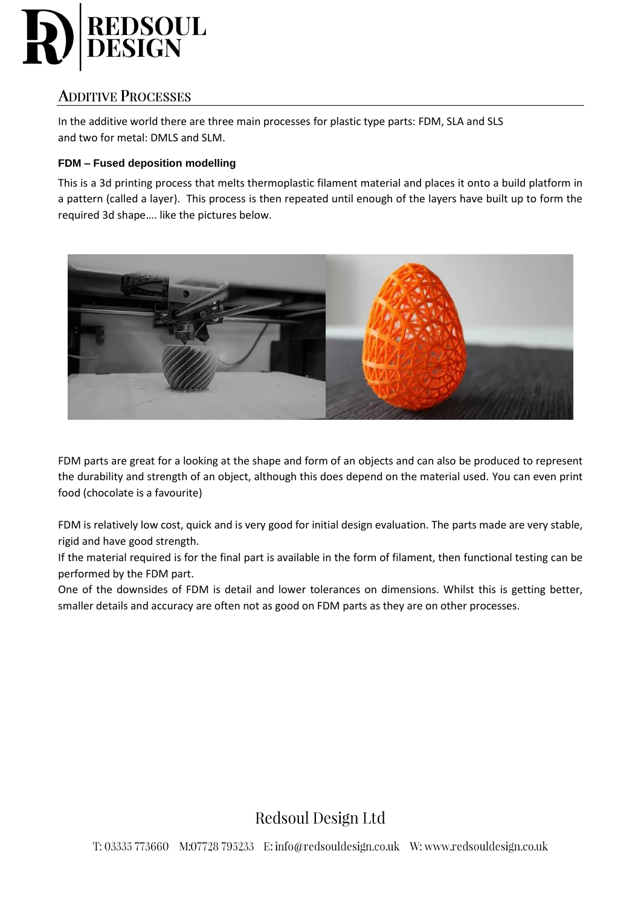## Additive Processes

In the additive world there are three main processes for plastic type parts: FDM, SLA and SLS and two for metal: DMLS and SLM.

### FDM – Fused deposition modelling

This is a 3d printing process that melts thermoplastic filament material and places it onto a build platform in a pattern (called a layer). This process is then repeated until enough of the layers have built up to form the required 3d shape…. like the pictures below.

FDM parts are great for a looking at the shape and form of an objects and can also be produced to represent the durability and strength of an object, although this does depend on the material used. You can even print food (chocolate is a favourite)

FDM is relatively low cost, quick and is very good for initial design evaluation. The parts made are very stable, rigid and have good strength.

If the material required is for the final part is available in the form of filament, then functional testing can be performed by the FDM part.

One of the downsides of FDM is detail and lower tolerances on dimensions. Whilst this is getting better, smaller details and accuracy are often not as good on FDM parts as they are on other processes.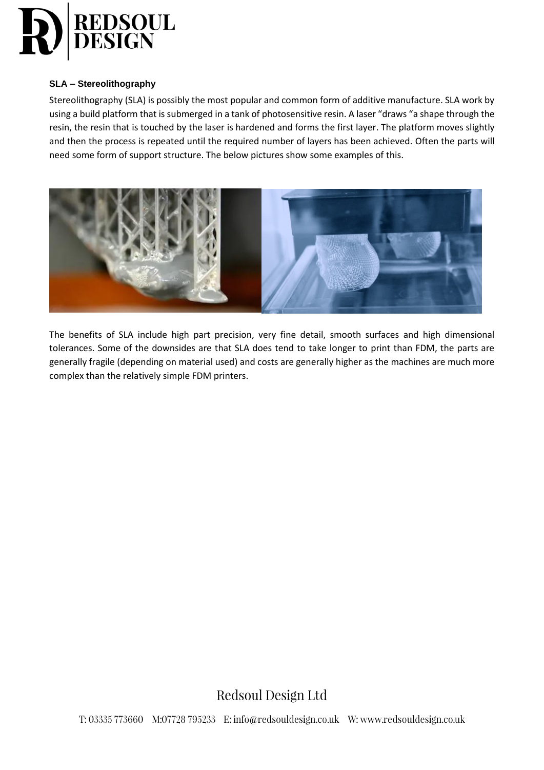**SLA – Stereolithography**

Stereolithography (SLA) is possibly the most popular and common form of additive manufacture. SLA work by using a build platform that is submerged in a tank of photosensitive resin. A laser "draws "a shape through the resin, the resin that is touched by the laser is hardened and forms the first layer. The platform moves slightly and then the process is repeated until the required number of layers has been achieved. Often the parts will need some form of support structure. The below pictures show some examples of this.

The benefits of SLA include high part precision, very fine detail, smooth surfaces and high dimensional tolerances. Some of the downsides are that SLA does tend to take longer to print than FDM, the parts are generally fragile (depending on material used) and costs are generally higher as the machines are much more complex than the relatively simple FDM printers.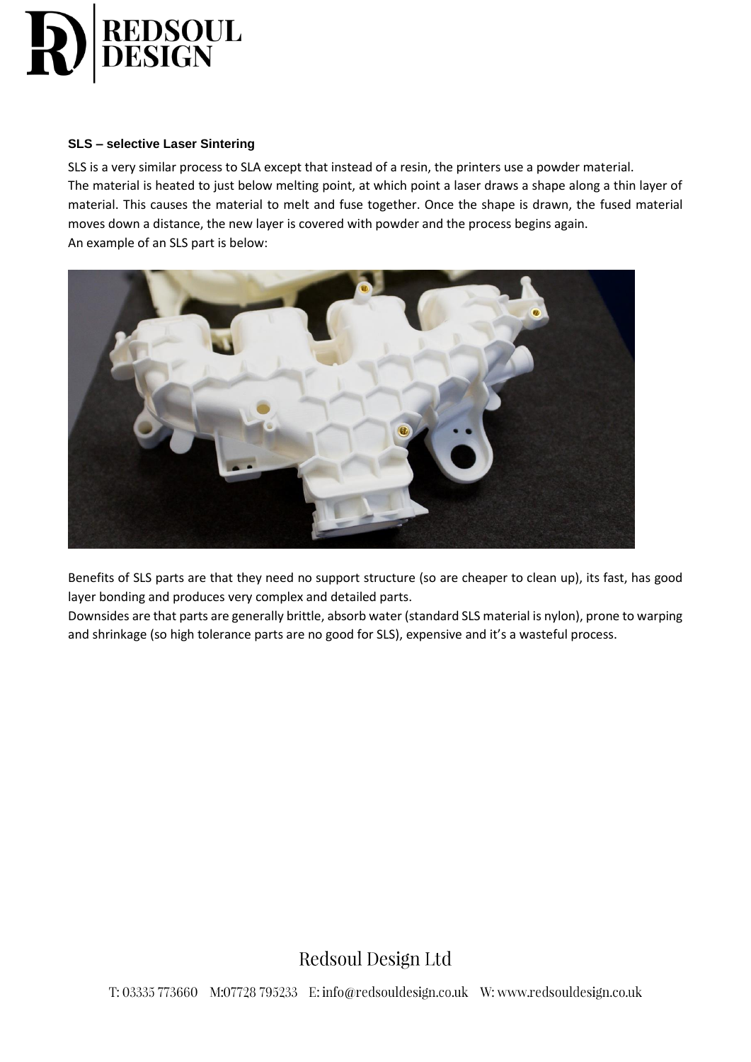### SLS – selective Laser Sintering

SLS is a very similar process to SLA except that instead of a resin, the printers use a powder material.
The material is heated to just below melting point, at which point a laser draws a shape along a thin layer of material. This causes the material to melt and fuse together. Once the shape is drawn, the fused material moves down a distance, the new layer is covered with powder and the process begins again.
An example of an SLS part is below:

Benefits of SLS parts are that they need no support structure (so are cheaper to clean up), its fast, has good layer bonding and produces very complex and detailed parts.
Downsides are that parts are generally brittle, absorb water (standard SLS material is nylon), prone to warping and shrinkage (so high tolerance parts are no good for SLS), expensive and it's a wasteful process.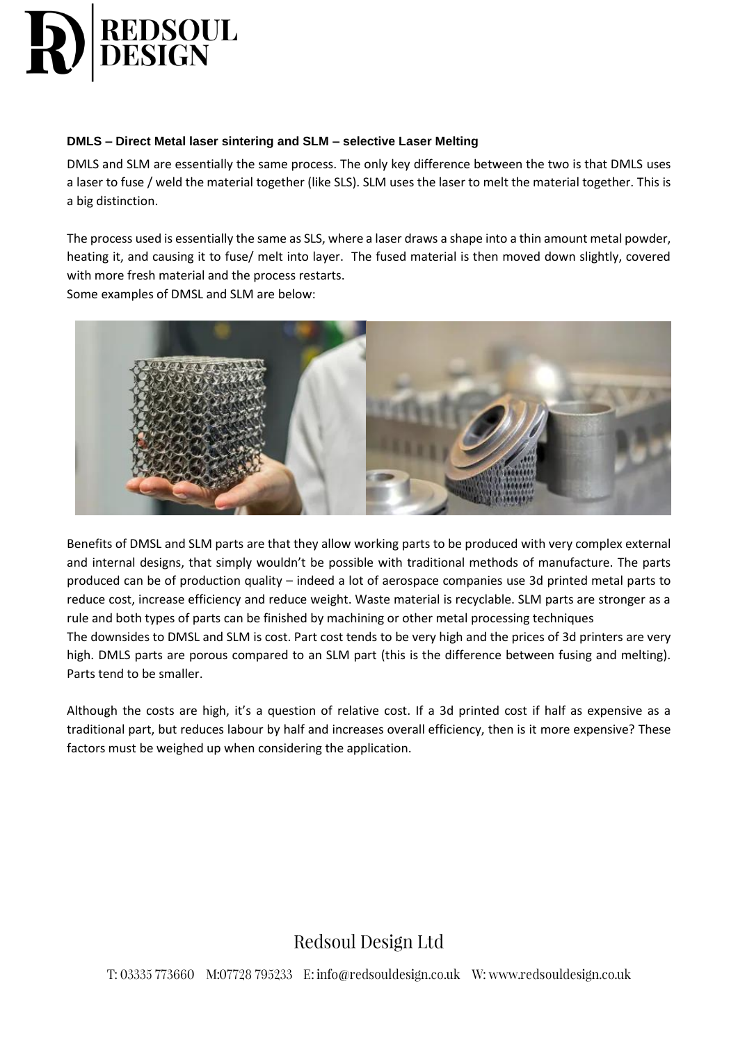**DMLS – Direct Metal laser sintering and SLM – selective Laser Melting**

DMLS and SLM are essentially the same process. The only key difference between the two is that DMLS uses a laser to fuse / weld the material together (like SLS). SLM uses the laser to melt the material together. This is a big distinction.

The process used is essentially the same as SLS, where a laser draws a shape into a thin amount metal powder, heating it, and causing it to fuse/ melt into layer. The fused material is then moved down slightly, covered with more fresh material and the process restarts.
Some examples of DMSL and SLM are below:

Benefits of DMSL and SLM parts are that they allow working parts to be produced with very complex external and internal designs, that simply wouldn't be possible with traditional methods of manufacture. The parts produced can be of production quality – indeed a lot of aerospace companies use 3d printed metal parts to reduce cost, increase efficiency and reduce weight. Waste material is recyclable. SLM parts are stronger as a rule and both types of parts can be finished by machining or other metal processing techniques
The downsides to DMSL and SLM is cost. Part cost tends to be very high and the prices of 3d printers are very high. DMLS parts are porous compared to an SLM part (this is the difference between fusing and melting). Parts tend to be smaller.

Although the costs are high, it's a question of relative cost. If a 3d printed cost if half as expensive as a traditional part, but reduces labour by half and increases overall efficiency, then is it more expensive? These factors must be weighed up when considering the application.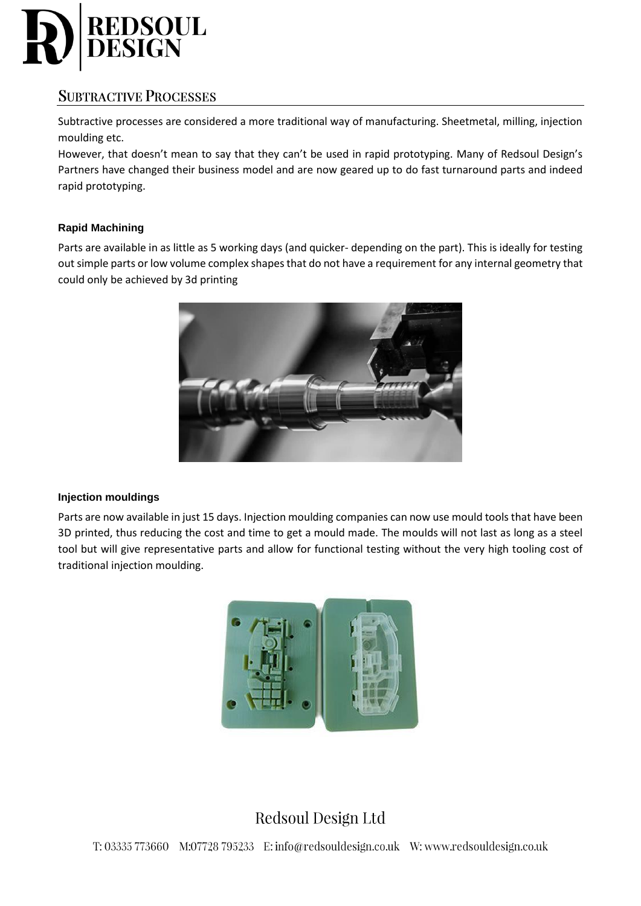## Subtractive Processes

Subtractive processes are considered a more traditional way of manufacturing. Sheetmetal, milling, injection moulding etc.

However, that doesn't mean to say that they can't be used in rapid prototyping. Many of Redsoul Design's Partners have changed their business model and are now geared up to do fast turnaround parts and indeed rapid prototyping.

### Rapid Machining

Parts are available in as little as 5 working days (and quicker- depending on the part). This is ideally for testing out simple parts or low volume complex shapes that do not have a requirement for any internal geometry that could only be achieved by 3d printing

### Injection mouldings

Parts are now available in just 15 days. Injection moulding companies can now use mould tools that have been 3D printed, thus reducing the cost and time to get a mould made. The moulds will not last as long as a steel tool but will give representative parts and allow for functional testing without the very high tooling cost of traditional injection moulding.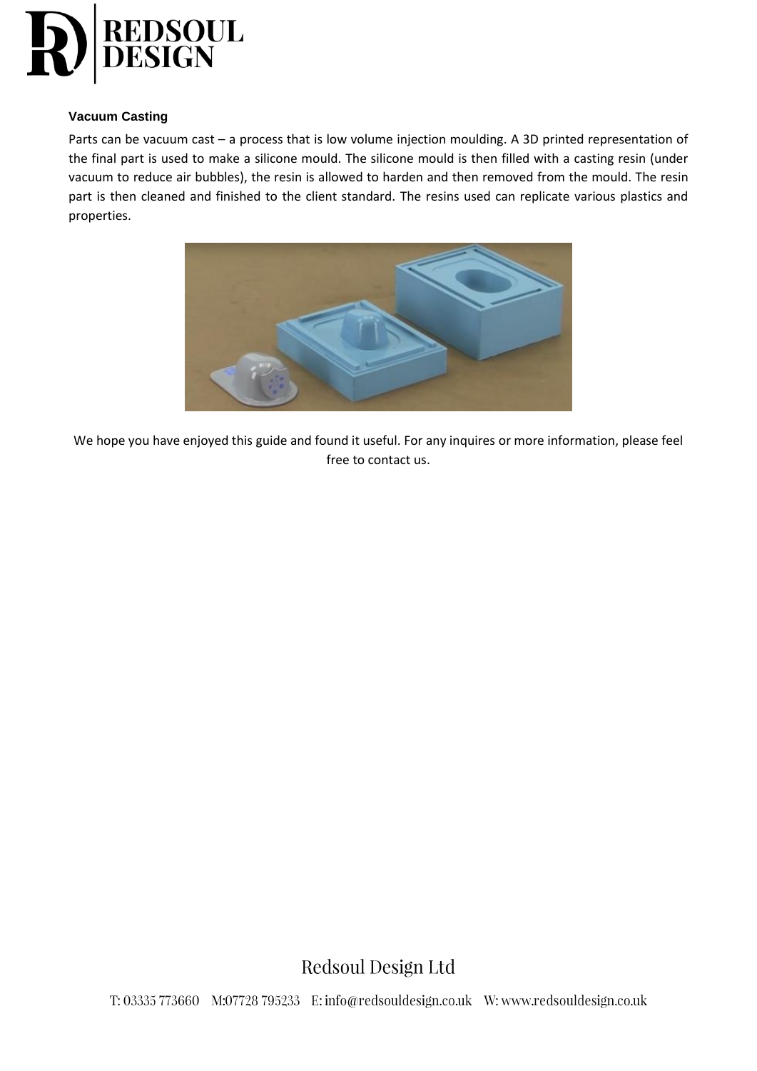### Vacuum Casting

Parts can be vacuum cast – a process that is low volume injection moulding. A 3D printed representation of the final part is used to make a silicone mould. The silicone mould is then filled with a casting resin (under vacuum to reduce air bubbles), the resin is allowed to harden and then removed from the mould. The resin part is then cleaned and finished to the client standard. The resins used can replicate various plastics and properties.

We hope you have enjoyed this guide and found it useful. For any inquires or more information, please feel free to contact us.